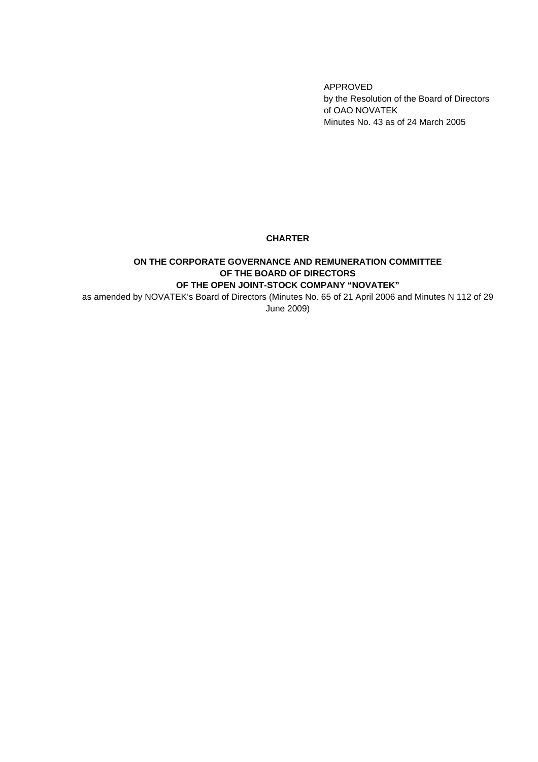APPROVED
by the Resolution of the Board of Directors
of OAO NOVATEK
Minutes No. 43 as of 24 March 2005

# CHARTER

## ON THE CORPORATE GOVERNANCE AND REMUNERATION COMMITTEE OF THE BOARD OF DIRECTORS OF THE OPEN JOINT-STOCK COMPANY "NOVATEK"

as amended by NOVATEK's Board of Directors (Minutes No. 65 of 21 April 2006 and Minutes N 112 of 29 June 2009)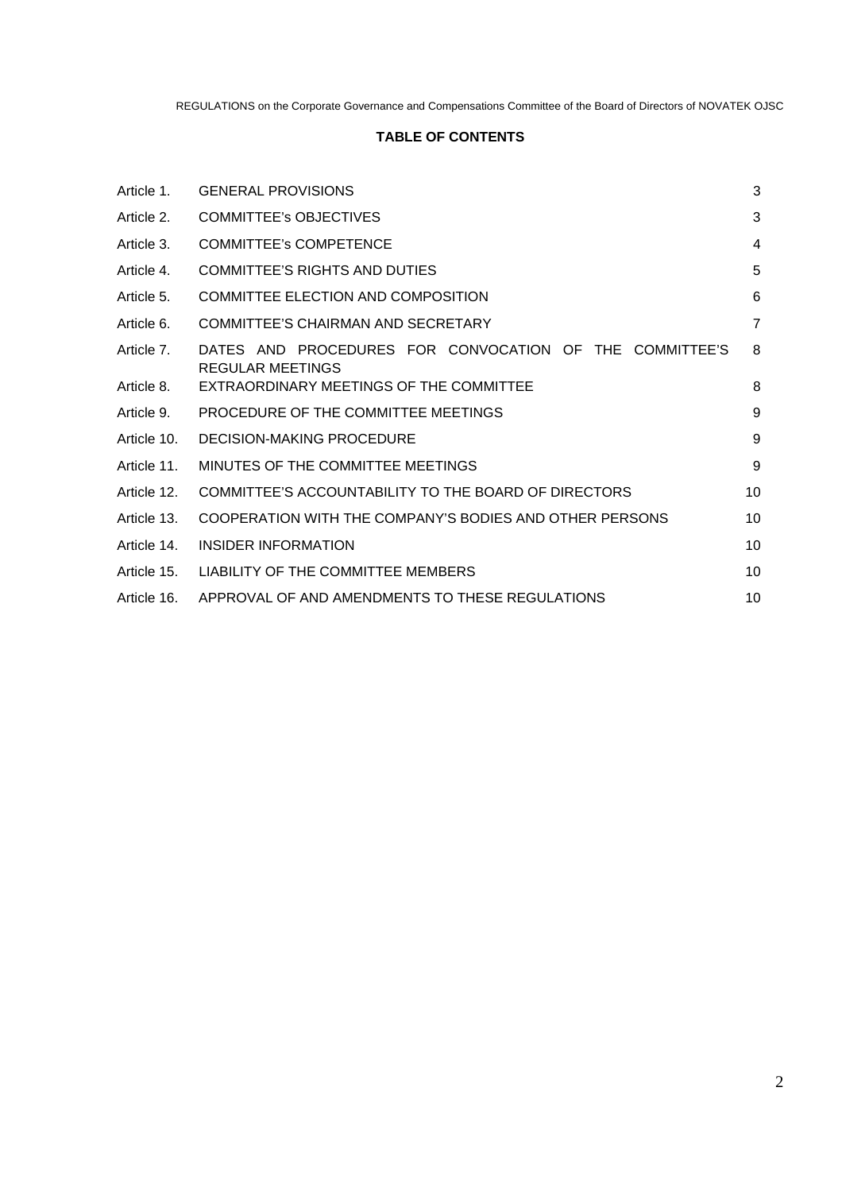**TABLE OF CONTENTS**

| | | |
|---|---|---|
| Article 1. | GENERAL PROVISIONS | 3 |
| Article 2. | COMMITTEE's OBJECTIVES | 3 |
| Article 3. | COMMITTEE's COMPETENCE | 4 |
| Article 4. | COMMITTEE'S RIGHTS AND DUTIES | 5 |
| Article 5. | COMMITTEE ELECTION AND COMPOSITION | 6 |
| Article 6. | COMMITTEE'S CHAIRMAN AND SECRETARY | 7 |
| Article 7. | DATES AND PROCEDURES FOR CONVOCATION OF THE COMMITTEE'S REGULAR MEETINGS | 8 |
| Article 8. | EXTRAORDINARY MEETINGS OF THE COMMITTEE | 8 |
| Article 9. | PROCEDURE OF THE COMMITTEE MEETINGS | 9 |
| Article 10. | DECISION-MAKING PROCEDURE | 9 |
| Article 11. | MINUTES OF THE COMMITTEE MEETINGS | 9 |
| Article 12. | COMMITTEE'S ACCOUNTABILITY TO THE BOARD OF DIRECTORS | 10 |
| Article 13. | COOPERATION WITH THE COMPANY'S BODIES AND OTHER PERSONS | 10 |
| Article 14. | INSIDER INFORMATION | 10 |
| Article 15. | LIABILITY OF THE COMMITTEE MEMBERS | 10 |
| Article 16. | APPROVAL OF AND AMENDMENTS TO THESE REGULATIONS | 10 |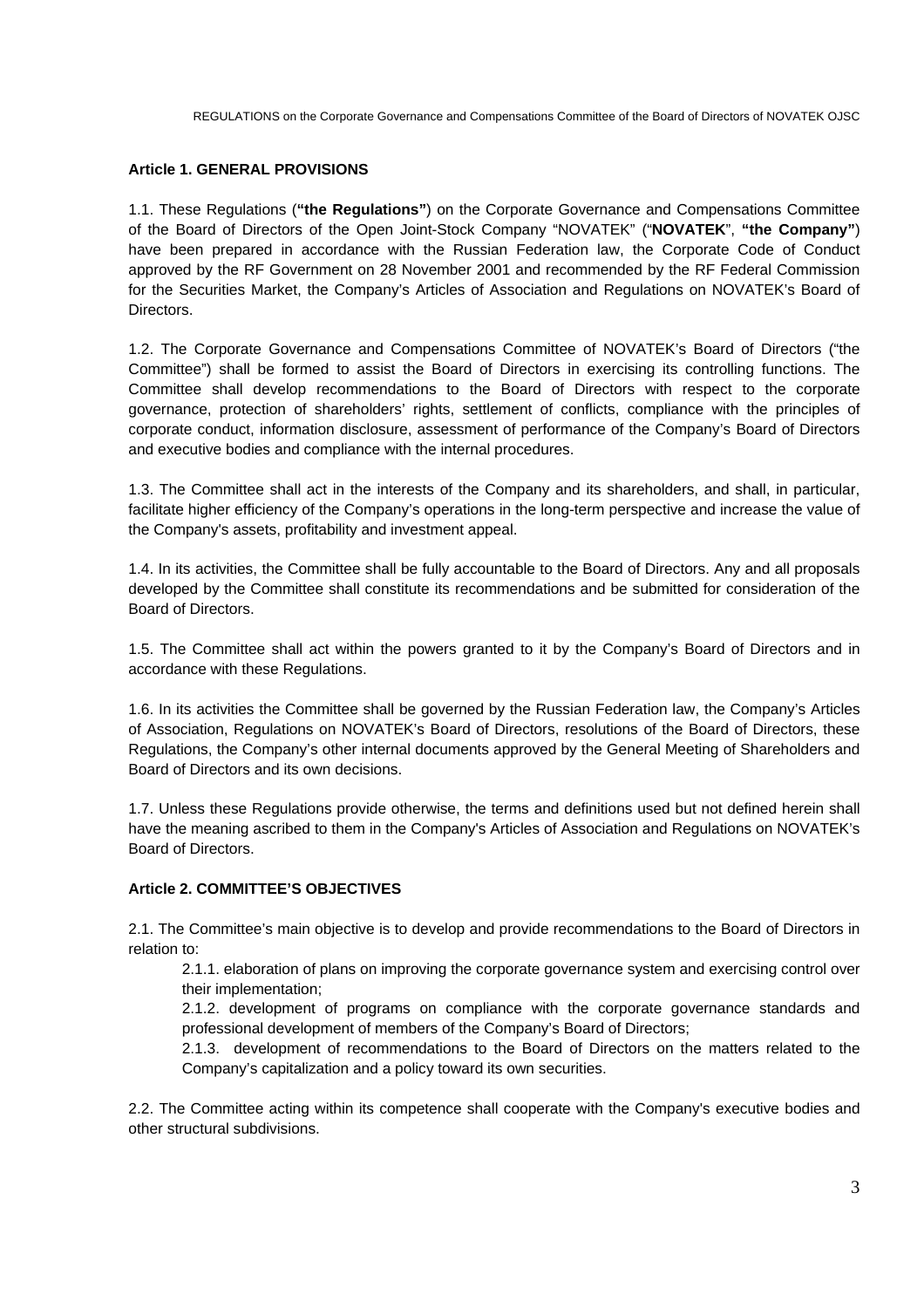### Article 1. GENERAL PROVISIONS

1.1. These Regulations (**"the Regulations"**) on the Corporate Governance and Compensations Committee of the Board of Directors of the Open Joint-Stock Company "NOVATEK" ("**NOVATEK**", **"the Company"**) have been prepared in accordance with the Russian Federation law, the Corporate Code of Conduct approved by the RF Government on 28 November 2001 and recommended by the RF Federal Commission for the Securities Market, the Company's Articles of Association and Regulations on NOVATEK's Board of Directors.

1.2. The Corporate Governance and Compensations Committee of NOVATEK's Board of Directors ("the Committee") shall be formed to assist the Board of Directors in exercising its controlling functions. The Committee shall develop recommendations to the Board of Directors with respect to the corporate governance, protection of shareholders' rights, settlement of conflicts, compliance with the principles of corporate conduct, information disclosure, assessment of performance of the Company's Board of Directors and executive bodies and compliance with the internal procedures.

1.3. The Committee shall act in the interests of the Company and its shareholders, and shall, in particular, facilitate higher efficiency of the Company's operations in the long-term perspective and increase the value of the Company's assets, profitability and investment appeal.

1.4. In its activities, the Committee shall be fully accountable to the Board of Directors. Any and all proposals developed by the Committee shall constitute its recommendations and be submitted for consideration of the Board of Directors.

1.5. The Committee shall act within the powers granted to it by the Company's Board of Directors and in accordance with these Regulations.

1.6. In its activities the Committee shall be governed by the Russian Federation law, the Company's Articles of Association, Regulations on NOVATEK's Board of Directors, resolutions of the Board of Directors, these Regulations, the Company's other internal documents approved by the General Meeting of Shareholders and Board of Directors and its own decisions.

1.7. Unless these Regulations provide otherwise, the terms and definitions used but not defined herein shall have the meaning ascribed to them in the Company's Articles of Association and Regulations on NOVATEK's Board of Directors.

### Article 2. COMMITTEE'S OBJECTIVES

2.1. The Committee's main objective is to develop and provide recommendations to the Board of Directors in relation to:

2.1.1. elaboration of plans on improving the corporate governance system and exercising control over their implementation;

2.1.2. development of programs on compliance with the corporate governance standards and professional development of members of the Company's Board of Directors;

2.1.3. development of recommendations to the Board of Directors on the matters related to the Company's capitalization and a policy toward its own securities.

2.2. The Committee acting within its competence shall cooperate with the Company's executive bodies and other structural subdivisions.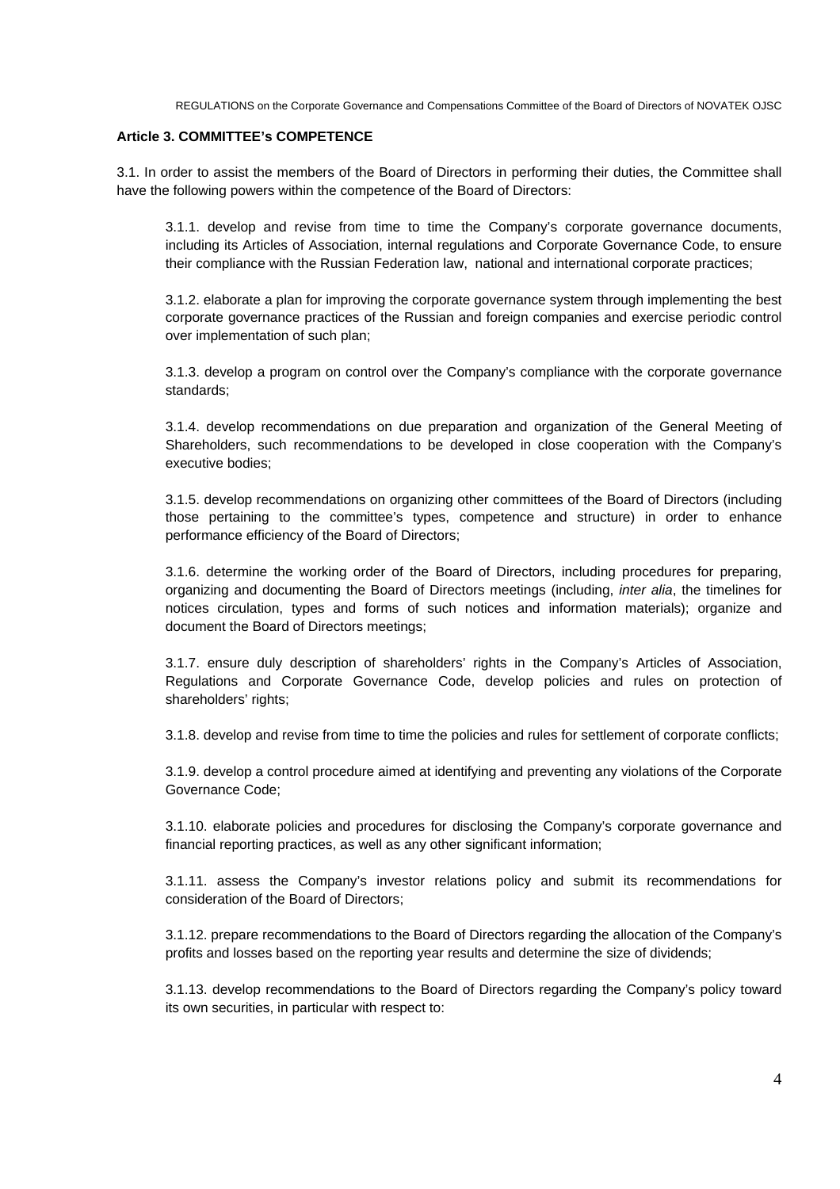**Article 3. COMMITTEE's COMPETENCE**

3.1. In order to assist the members of the Board of Directors in performing their duties, the Committee shall have the following powers within the competence of the Board of Directors:

3.1.1. develop and revise from time to time the Company's corporate governance documents, including its Articles of Association, internal regulations and Corporate Governance Code, to ensure their compliance with the Russian Federation law, national and international corporate practices;

3.1.2. elaborate a plan for improving the corporate governance system through implementing the best corporate governance practices of the Russian and foreign companies and exercise periodic control over implementation of such plan;

3.1.3. develop a program on control over the Company's compliance with the corporate governance standards;

3.1.4. develop recommendations on due preparation and organization of the General Meeting of Shareholders, such recommendations to be developed in close cooperation with the Company's executive bodies;

3.1.5. develop recommendations on organizing other committees of the Board of Directors (including those pertaining to the committee's types, competence and structure) in order to enhance performance efficiency of the Board of Directors;

3.1.6. determine the working order of the Board of Directors, including procedures for preparing, organizing and documenting the Board of Directors meetings (including, *inter alia*, the timelines for notices circulation, types and forms of such notices and information materials); organize and document the Board of Directors meetings;

3.1.7. ensure duly description of shareholders' rights in the Company's Articles of Association, Regulations and Corporate Governance Code, develop policies and rules on protection of shareholders' rights;

3.1.8. develop and revise from time to time the policies and rules for settlement of corporate conflicts;

3.1.9. develop a control procedure aimed at identifying and preventing any violations of the Corporate Governance Code;

3.1.10. elaborate policies and procedures for disclosing the Company's corporate governance and financial reporting practices, as well as any other significant information;

3.1.11. assess the Company's investor relations policy and submit its recommendations for consideration of the Board of Directors;

3.1.12. prepare recommendations to the Board of Directors regarding the allocation of the Company's profits and losses based on the reporting year results and determine the size of dividends;

3.1.13. develop recommendations to the Board of Directors regarding the Company's policy toward its own securities, in particular with respect to: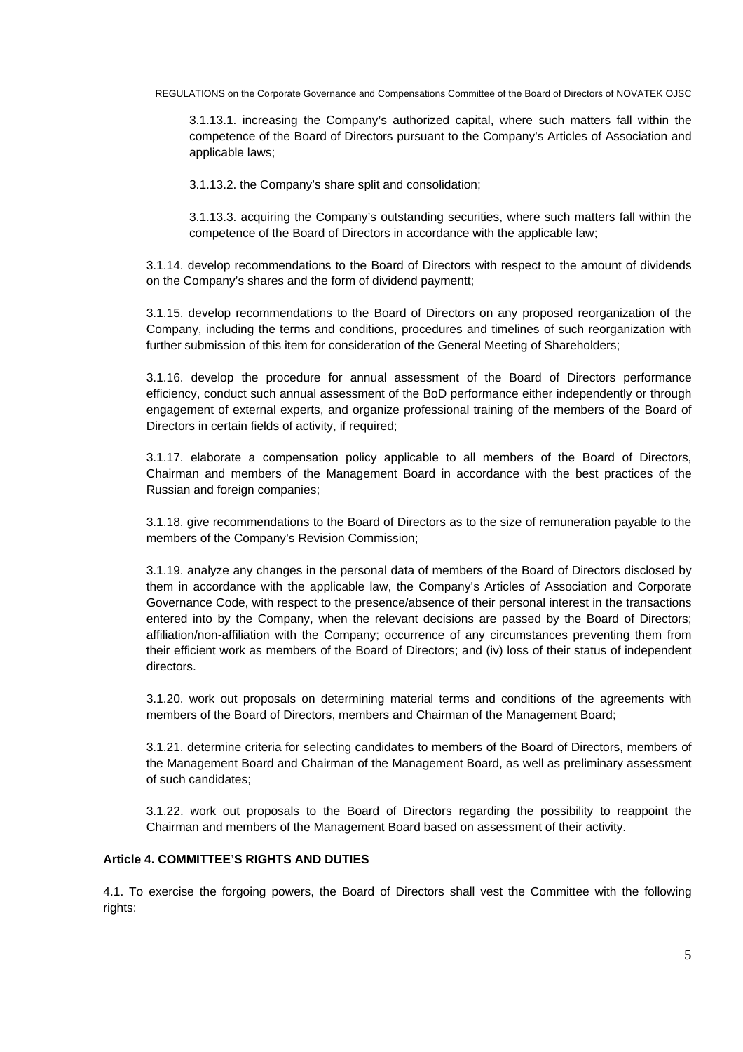3.1.13.1. increasing the Company's authorized capital, where such matters fall within the competence of the Board of Directors pursuant to the Company's Articles of Association and applicable laws;

3.1.13.2. the Company's share split and consolidation;

3.1.13.3. acquiring the Company's outstanding securities, where such matters fall within the competence of the Board of Directors in accordance with the applicable law;

3.1.14. develop recommendations to the Board of Directors with respect to the amount of dividends on the Company's shares and the form of dividend paymentt;

3.1.15. develop recommendations to the Board of Directors on any proposed reorganization of the Company, including the terms and conditions, procedures and timelines of such reorganization with further submission of this item for consideration of the General Meeting of Shareholders;

3.1.16. develop the procedure for annual assessment of the Board of Directors performance efficiency, conduct such annual assessment of the BoD performance either independently or through engagement of external experts, and organize professional training of the members of the Board of Directors in certain fields of activity, if required;

3.1.17. elaborate a compensation policy applicable to all members of the Board of Directors, Chairman and members of the Management Board in accordance with the best practices of the Russian and foreign companies;

3.1.18. give recommendations to the Board of Directors as to the size of remuneration payable to the members of the Company's Revision Commission;

3.1.19. analyze any changes in the personal data of members of the Board of Directors disclosed by them in accordance with the applicable law, the Company's Articles of Association and Corporate Governance Code, with respect to the presence/absence of their personal interest in the transactions entered into by the Company, when the relevant decisions are passed by the Board of Directors; affiliation/non-affiliation with the Company; occurrence of any circumstances preventing them from their efficient work as members of the Board of Directors; and (iv) loss of their status of independent directors.

3.1.20. work out proposals on determining material terms and conditions of the agreements with members of the Board of Directors, members and Chairman of the Management Board;

3.1.21. determine criteria for selecting candidates to members of the Board of Directors, members of the Management Board and Chairman of the Management Board, as well as preliminary assessment of such candidates;

3.1.22. work out proposals to the Board of Directors regarding the possibility to reappoint the Chairman and members of the Management Board based on assessment of their activity.

**Article 4. COMMITTEE'S RIGHTS AND DUTIES**

4.1. To exercise the forgoing powers, the Board of Directors shall vest the Committee with the following rights: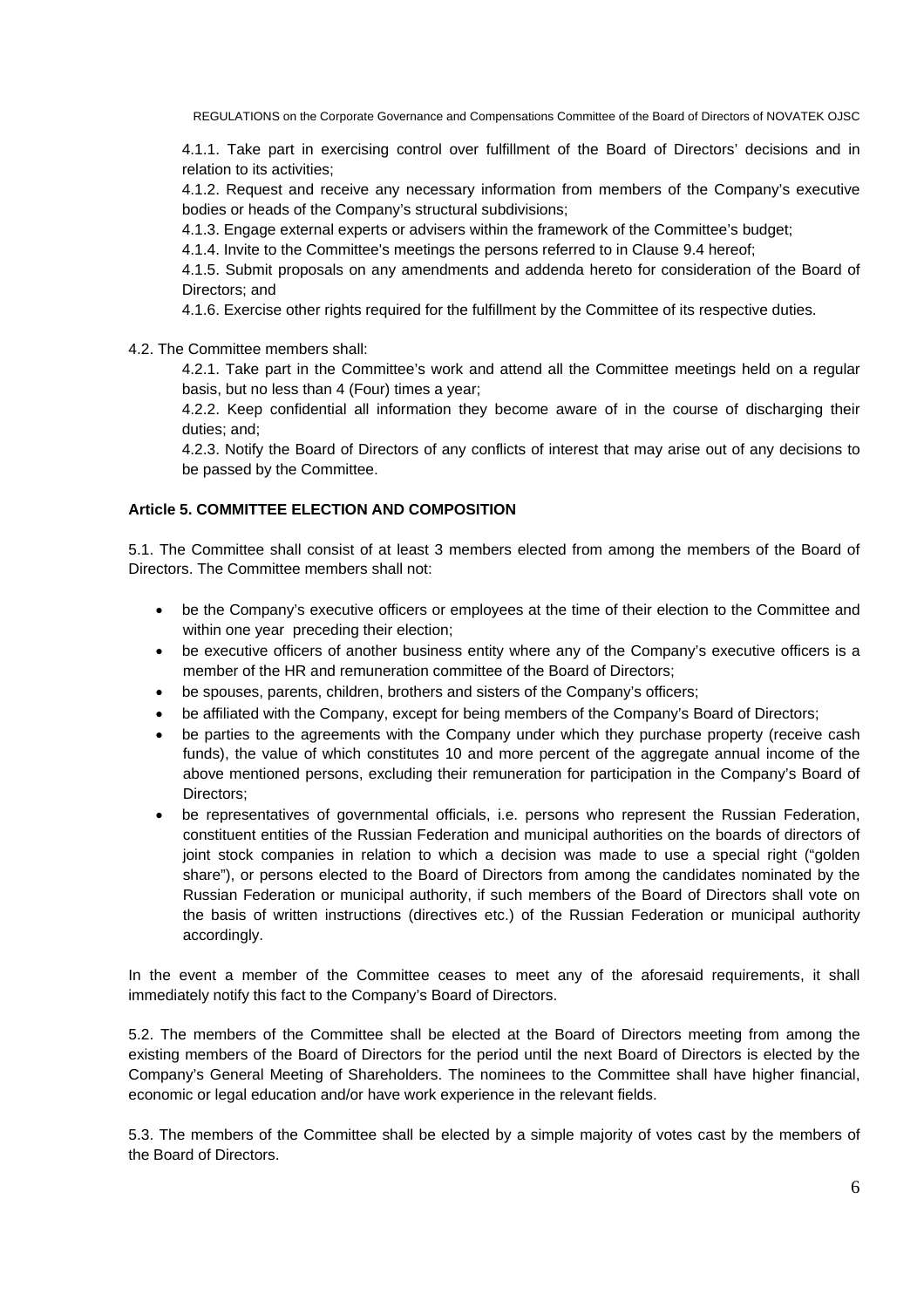4.1.1. Take part in exercising control over fulfillment of the Board of Directors' decisions and in relation to its activities;

4.1.2. Request and receive any necessary information from members of the Company's executive bodies or heads of the Company's structural subdivisions;

4.1.3. Engage external experts or advisers within the framework of the Committee's budget;

4.1.4. Invite to the Committee's meetings the persons referred to in Clause 9.4 hereof;

4.1.5. Submit proposals on any amendments and addenda hereto for consideration of the Board of Directors; and

4.1.6. Exercise other rights required for the fulfillment by the Committee of its respective duties.

4.2. The Committee members shall:

4.2.1. Take part in the Committee's work and attend all the Committee meetings held on a regular basis, but no less than 4 (Four) times a year;

4.2.2. Keep confidential all information they become aware of in the course of discharging their duties; and;

4.2.3. Notify the Board of Directors of any conflicts of interest that may arise out of any decisions to be passed by the Committee.

**Article 5. COMMITTEE ELECTION AND COMPOSITION**

5.1. The Committee shall consist of at least 3 members elected from among the members of the Board of Directors. The Committee members shall not:

- be the Company's executive officers or employees at the time of their election to the Committee and within one year preceding their election;
- be executive officers of another business entity where any of the Company's executive officers is a member of the HR and remuneration committee of the Board of Directors;
- be spouses, parents, children, brothers and sisters of the Company's officers;
- be affiliated with the Company, except for being members of the Company's Board of Directors;
- be parties to the agreements with the Company under which they purchase property (receive cash funds), the value of which constitutes 10 and more percent of the aggregate annual income of the above mentioned persons, excluding their remuneration for participation in the Company's Board of Directors;
- be representatives of governmental officials, i.e. persons who represent the Russian Federation, constituent entities of the Russian Federation and municipal authorities on the boards of directors of joint stock companies in relation to which a decision was made to use a special right ("golden share"), or persons elected to the Board of Directors from among the candidates nominated by the Russian Federation or municipal authority, if such members of the Board of Directors shall vote on the basis of written instructions (directives etc.) of the Russian Federation or municipal authority accordingly.

In the event a member of the Committee ceases to meet any of the aforesaid requirements, it shall immediately notify this fact to the Company's Board of Directors.

5.2. The members of the Committee shall be elected at the Board of Directors meeting from among the existing members of the Board of Directors for the period until the next Board of Directors is elected by the Company's General Meeting of Shareholders. The nominees to the Committee shall have higher financial, economic or legal education and/or have work experience in the relevant fields.

5.3. The members of the Committee shall be elected by a simple majority of votes cast by the members of the Board of Directors.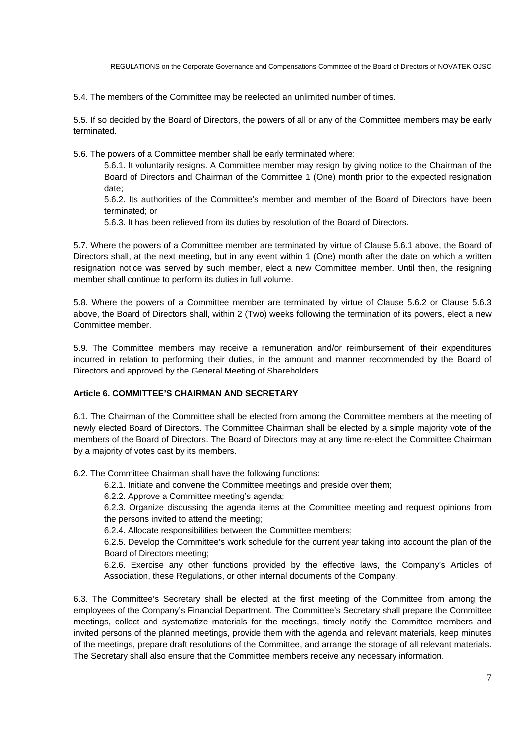5.4. The members of the Committee may be reelected an unlimited number of times.

5.5. If so decided by the Board of Directors, the powers of all or any of the Committee members may be early terminated.

5.6. The powers of a Committee member shall be early terminated where:

5.6.1. It voluntarily resigns. A Committee member may resign by giving notice to the Chairman of the Board of Directors and Chairman of the Committee 1 (One) month prior to the expected resignation date;

5.6.2. Its authorities of the Committee's member and member of the Board of Directors have been terminated; or

5.6.3. It has been relieved from its duties by resolution of the Board of Directors.

5.7. Where the powers of a Committee member are terminated by virtue of Clause 5.6.1 above, the Board of Directors shall, at the next meeting, but in any event within 1 (One) month after the date on which a written resignation notice was served by such member, elect a new Committee member. Until then, the resigning member shall continue to perform its duties in full volume.

5.8. Where the powers of a Committee member are terminated by virtue of Clause 5.6.2 or Clause 5.6.3 above, the Board of Directors shall, within 2 (Two) weeks following the termination of its powers, elect a new Committee member.

5.9. The Committee members may receive a remuneration and/or reimbursement of their expenditures incurred in relation to performing their duties, in the amount and manner recommended by the Board of Directors and approved by the General Meeting of Shareholders.

**Article 6. COMMITTEE'S CHAIRMAN AND SECRETARY**

6.1. The Chairman of the Committee shall be elected from among the Committee members at the meeting of newly elected Board of Directors. The Committee Chairman shall be elected by a simple majority vote of the members of the Board of Directors. The Board of Directors may at any time re-elect the Committee Chairman by a majority of votes cast by its members.

6.2. The Committee Chairman shall have the following functions:

6.2.1. Initiate and convene the Committee meetings and preside over them;

6.2.2. Approve a Committee meeting's agenda;

6.2.3. Organize discussing the agenda items at the Committee meeting and request opinions from the persons invited to attend the meeting;

6.2.4. Allocate responsibilities between the Committee members;

6.2.5. Develop the Committee's work schedule for the current year taking into account the plan of the Board of Directors meeting;

6.2.6. Exercise any other functions provided by the effective laws, the Company's Articles of Association, these Regulations, or other internal documents of the Company.

6.3. The Committee's Secretary shall be elected at the first meeting of the Committee from among the employees of the Company's Financial Department. The Committee's Secretary shall prepare the Committee meetings, collect and systematize materials for the meetings, timely notify the Committee members and invited persons of the planned meetings, provide them with the agenda and relevant materials, keep minutes of the meetings, prepare draft resolutions of the Committee, and arrange the storage of all relevant materials. The Secretary shall also ensure that the Committee members receive any necessary information.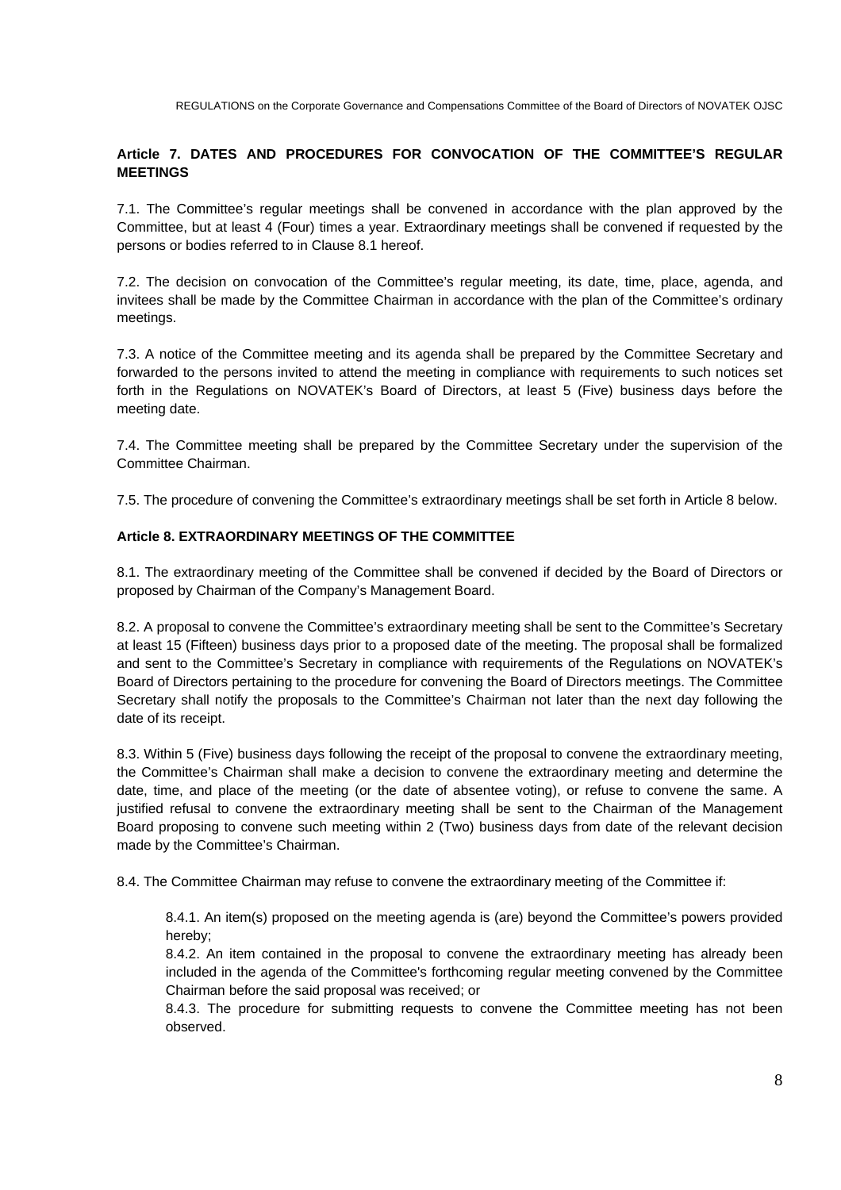### Article 7. DATES AND PROCEDURES FOR CONVOCATION OF THE COMMITTEE'S REGULAR MEETINGS

7.1. The Committee's regular meetings shall be convened in accordance with the plan approved by the Committee, but at least 4 (Four) times a year. Extraordinary meetings shall be convened if requested by the persons or bodies referred to in Clause 8.1 hereof.

7.2. The decision on convocation of the Committee's regular meeting, its date, time, place, agenda, and invitees shall be made by the Committee Chairman in accordance with the plan of the Committee's ordinary meetings.

7.3. A notice of the Committee meeting and its agenda shall be prepared by the Committee Secretary and forwarded to the persons invited to attend the meeting in compliance with requirements to such notices set forth in the Regulations on NOVATEK's Board of Directors, at least 5 (Five) business days before the meeting date.

7.4. The Committee meeting shall be prepared by the Committee Secretary under the supervision of the Committee Chairman.

7.5. The procedure of convening the Committee's extraordinary meetings shall be set forth in Article 8 below.

### Article 8. EXTRAORDINARY MEETINGS OF THE COMMITTEE

8.1. The extraordinary meeting of the Committee shall be convened if decided by the Board of Directors or proposed by Chairman of the Company's Management Board.

8.2. A proposal to convene the Committee's extraordinary meeting shall be sent to the Committee's Secretary at least 15 (Fifteen) business days prior to a proposed date of the meeting. The proposal shall be formalized and sent to the Committee's Secretary in compliance with requirements of the Regulations on NOVATEK's Board of Directors pertaining to the procedure for convening the Board of Directors meetings. The Committee Secretary shall notify the proposals to the Committee's Chairman not later than the next day following the date of its receipt.

8.3. Within 5 (Five) business days following the receipt of the proposal to convene the extraordinary meeting, the Committee's Chairman shall make a decision to convene the extraordinary meeting and determine the date, time, and place of the meeting (or the date of absentee voting), or refuse to convene the same. A justified refusal to convene the extraordinary meeting shall be sent to the Chairman of the Management Board proposing to convene such meeting within 2 (Two) business days from date of the relevant decision made by the Committee's Chairman.

8.4. The Committee Chairman may refuse to convene the extraordinary meeting of the Committee if:

8.4.1. An item(s) proposed on the meeting agenda is (are) beyond the Committee's powers provided hereby;
8.4.2. An item contained in the proposal to convene the extraordinary meeting has already been included in the agenda of the Committee's forthcoming regular meeting convened by the Committee Chairman before the said proposal was received; or
8.4.3. The procedure for submitting requests to convene the Committee meeting has not been observed.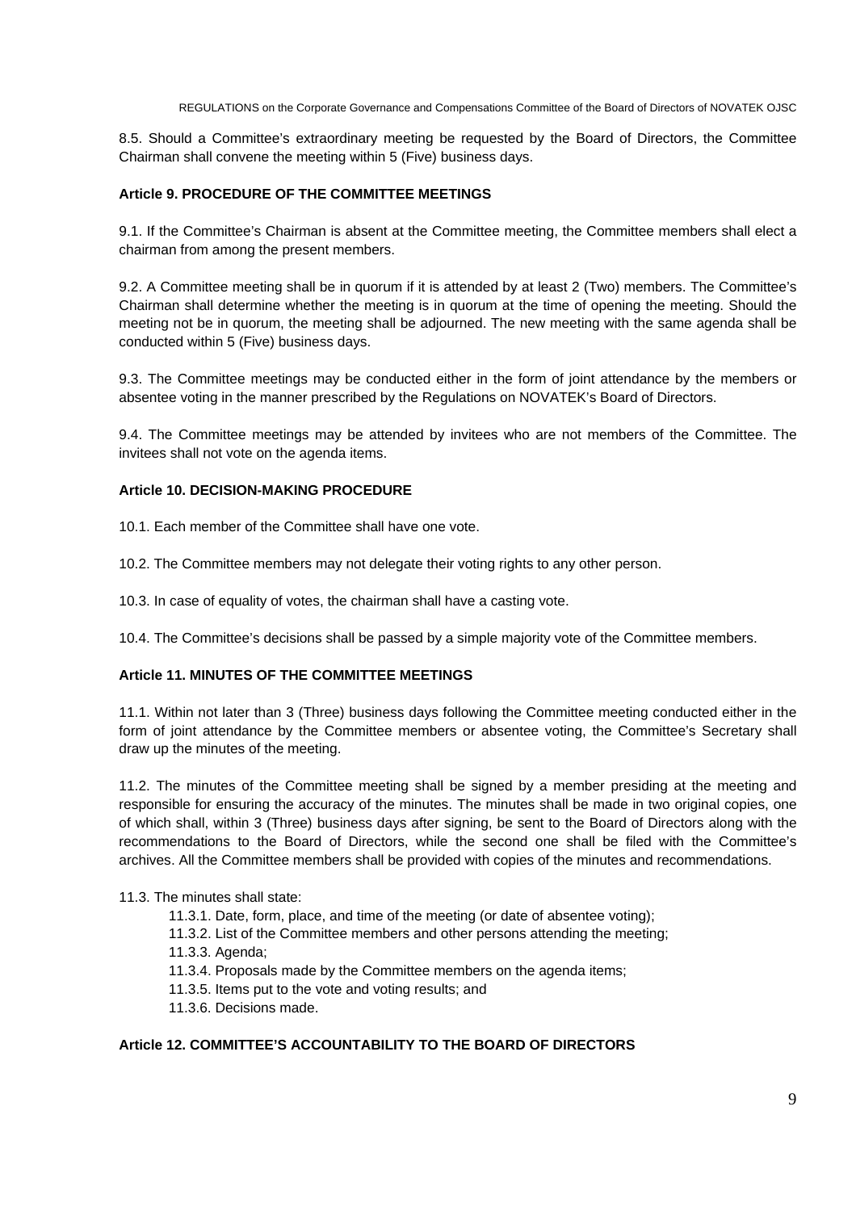8.5. Should a Committee's extraordinary meeting be requested by the Board of Directors, the Committee Chairman shall convene the meeting within 5 (Five) business days.

### Article 9. PROCEDURE OF THE COMMITTEE MEETINGS

9.1. If the Committee's Chairman is absent at the Committee meeting, the Committee members shall elect a chairman from among the present members.

9.2. A Committee meeting shall be in quorum if it is attended by at least 2 (Two) members. The Committee's Chairman shall determine whether the meeting is in quorum at the time of opening the meeting. Should the meeting not be in quorum, the meeting shall be adjourned. The new meeting with the same agenda shall be conducted within 5 (Five) business days.

9.3. The Committee meetings may be conducted either in the form of joint attendance by the members or absentee voting in the manner prescribed by the Regulations on NOVATEK's Board of Directors.

9.4. The Committee meetings may be attended by invitees who are not members of the Committee. The invitees shall not vote on the agenda items.

### Article 10. DECISION-MAKING PROCEDURE

10.1. Each member of the Committee shall have one vote.

10.2. The Committee members may not delegate their voting rights to any other person.

10.3. In case of equality of votes, the chairman shall have a casting vote.

10.4. The Committee's decisions shall be passed by a simple majority vote of the Committee members.

### Article 11. MINUTES OF THE COMMITTEE MEETINGS

11.1. Within not later than 3 (Three) business days following the Committee meeting conducted either in the form of joint attendance by the Committee members or absentee voting, the Committee's Secretary shall draw up the minutes of the meeting.

11.2. The minutes of the Committee meeting shall be signed by a member presiding at the meeting and responsible for ensuring the accuracy of the minutes. The minutes shall be made in two original copies, one of which shall, within 3 (Three) business days after signing, be sent to the Board of Directors along with the recommendations to the Board of Directors, while the second one shall be filed with the Committee's archives. All the Committee members shall be provided with copies of the minutes and recommendations.

11.3. The minutes shall state:

- 11.3.1. Date, form, place, and time of the meeting (or date of absentee voting);
- 11.3.2. List of the Committee members and other persons attending the meeting;
- 11.3.3. Agenda;
- 11.3.4. Proposals made by the Committee members on the agenda items;
- 11.3.5. Items put to the vote and voting results; and
- 11.3.6. Decisions made.

### Article 12. COMMITTEE'S ACCOUNTABILITY TO THE BOARD OF DIRECTORS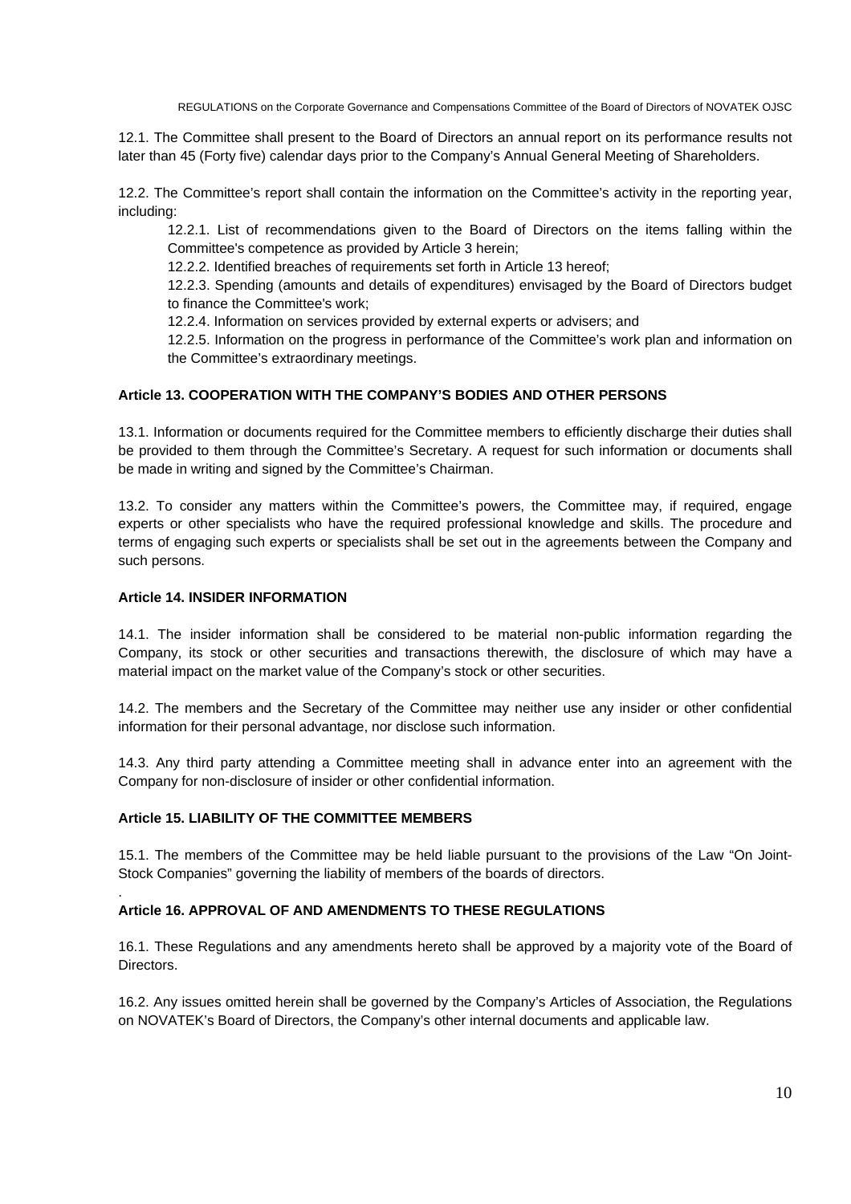12.1. The Committee shall present to the Board of Directors an annual report on its performance results not later than 45 (Forty five) calendar days prior to the Company's Annual General Meeting of Shareholders.

12.2. The Committee's report shall contain the information on the Committee's activity in the reporting year, including:

12.2.1. List of recommendations given to the Board of Directors on the items falling within the Committee's competence as provided by Article 3 herein;

12.2.2. Identified breaches of requirements set forth in Article 13 hereof;

12.2.3. Spending (amounts and details of expenditures) envisaged by the Board of Directors budget to finance the Committee's work;

12.2.4. Information on services provided by external experts or advisers; and

12.2.5. Information on the progress in performance of the Committee's work plan and information on the Committee's extraordinary meetings.

**Article 13. COOPERATION WITH THE COMPANY'S BODIES AND OTHER PERSONS**

13.1. Information or documents required for the Committee members to efficiently discharge their duties shall be provided to them through the Committee's Secretary. A request for such information or documents shall be made in writing and signed by the Committee's Chairman.

13.2. To consider any matters within the Committee's powers, the Committee may, if required, engage experts or other specialists who have the required professional knowledge and skills. The procedure and terms of engaging such experts or specialists shall be set out in the agreements between the Company and such persons.

**Article 14. INSIDER INFORMATION**

14.1. The insider information shall be considered to be material non-public information regarding the Company, its stock or other securities and transactions therewith, the disclosure of which may have a material impact on the market value of the Company's stock or other securities.

14.2. The members and the Secretary of the Committee may neither use any insider or other confidential information for their personal advantage, nor disclose such information.

14.3. Any third party attending a Committee meeting shall in advance enter into an agreement with the Company for non-disclosure of insider or other confidential information.

**Article 15. LIABILITY OF THE COMMITTEE MEMBERS**

15.1. The members of the Committee may be held liable pursuant to the provisions of the Law "On Joint-Stock Companies" governing the liability of members of the boards of directors.

**Article 16. APPROVAL OF AND AMENDMENTS TO THESE REGULATIONS**

16.1. These Regulations and any amendments hereto shall be approved by a majority vote of the Board of Directors.

16.2. Any issues omitted herein shall be governed by the Company's Articles of Association, the Regulations on NOVATEK's Board of Directors, the Company's other internal documents and applicable law.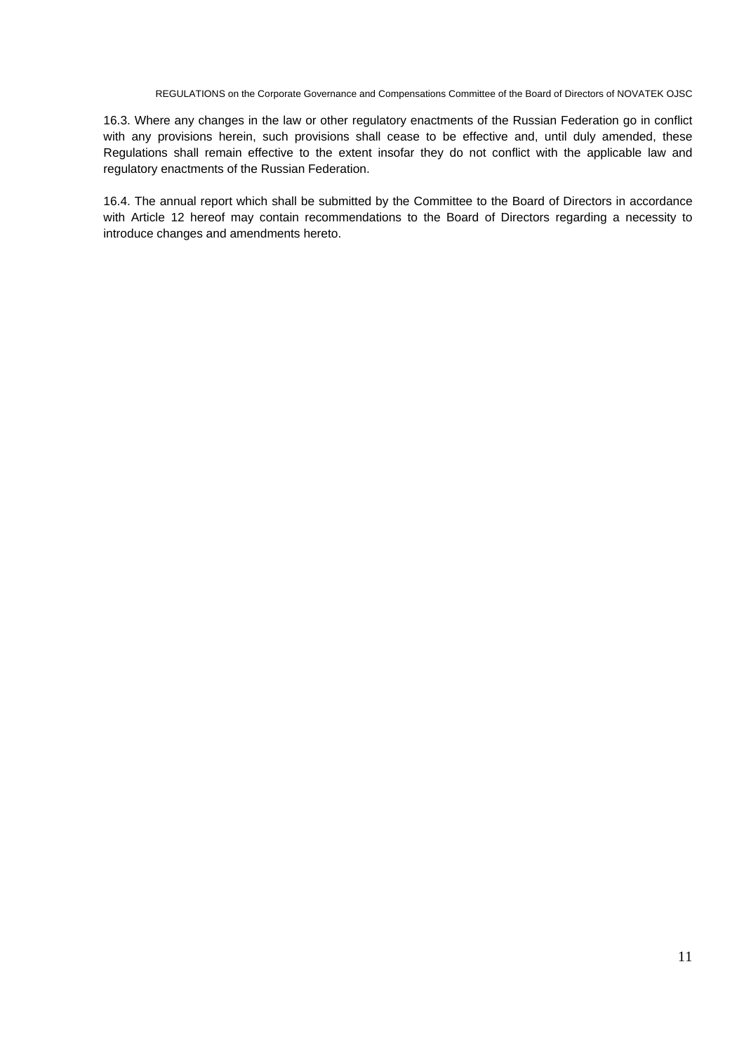16.3. Where any changes in the law or other regulatory enactments of the Russian Federation go in conflict with any provisions herein, such provisions shall cease to be effective and, until duly amended, these Regulations shall remain effective to the extent insofar they do not conflict with the applicable law and regulatory enactments of the Russian Federation.

16.4. The annual report which shall be submitted by the Committee to the Board of Directors in accordance with Article 12 hereof may contain recommendations to the Board of Directors regarding a necessity to introduce changes and amendments hereto.